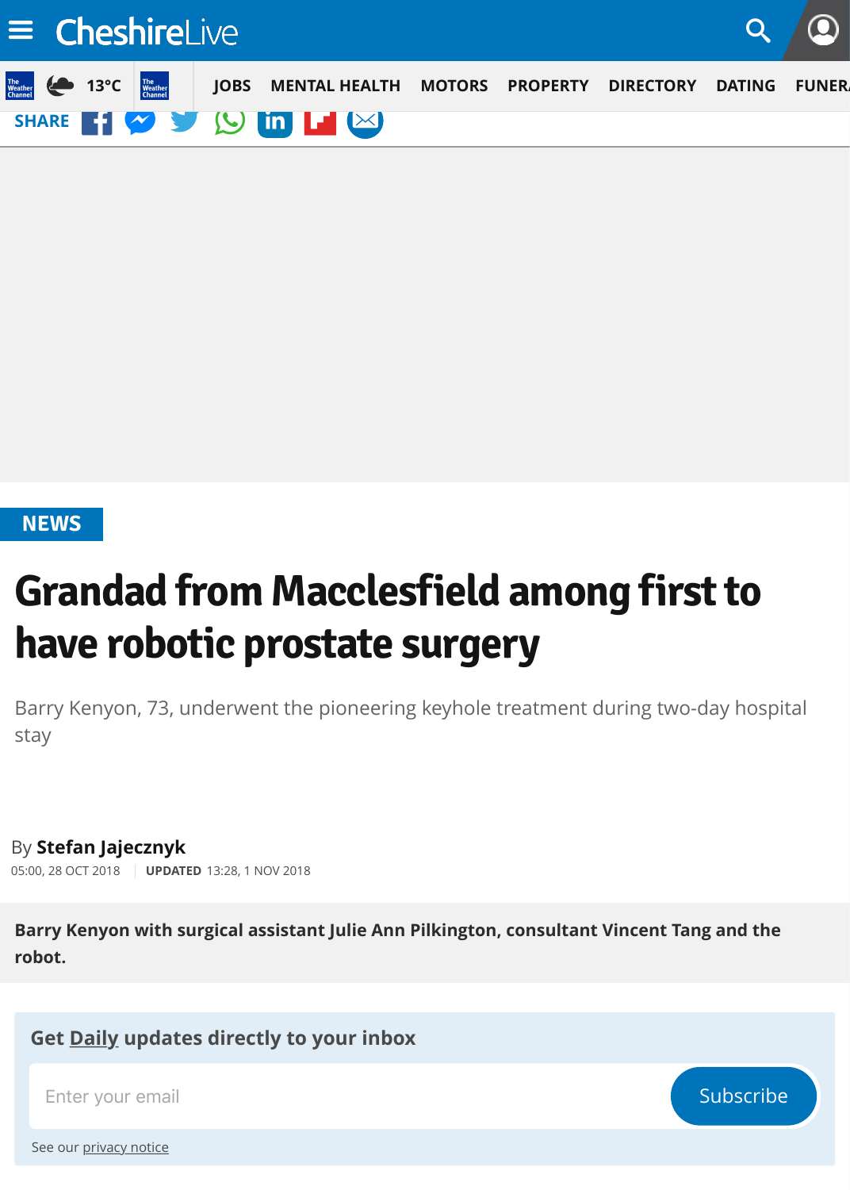NEWS

# Grandad from Macclesfield among first to have robotic prostate surgery

Barry Kenyon, 73, underwent the pioneering keyhole treatment during two-day hospital stay

By **Stefan Jajecznyk**

05:00, 28 OCT 2018 | **UPDATED** 13:28, 1 NOV 2018

**Barry Kenyon with surgical assistant Julie Ann Pilkington, consultant Vincent Tang and the robot.**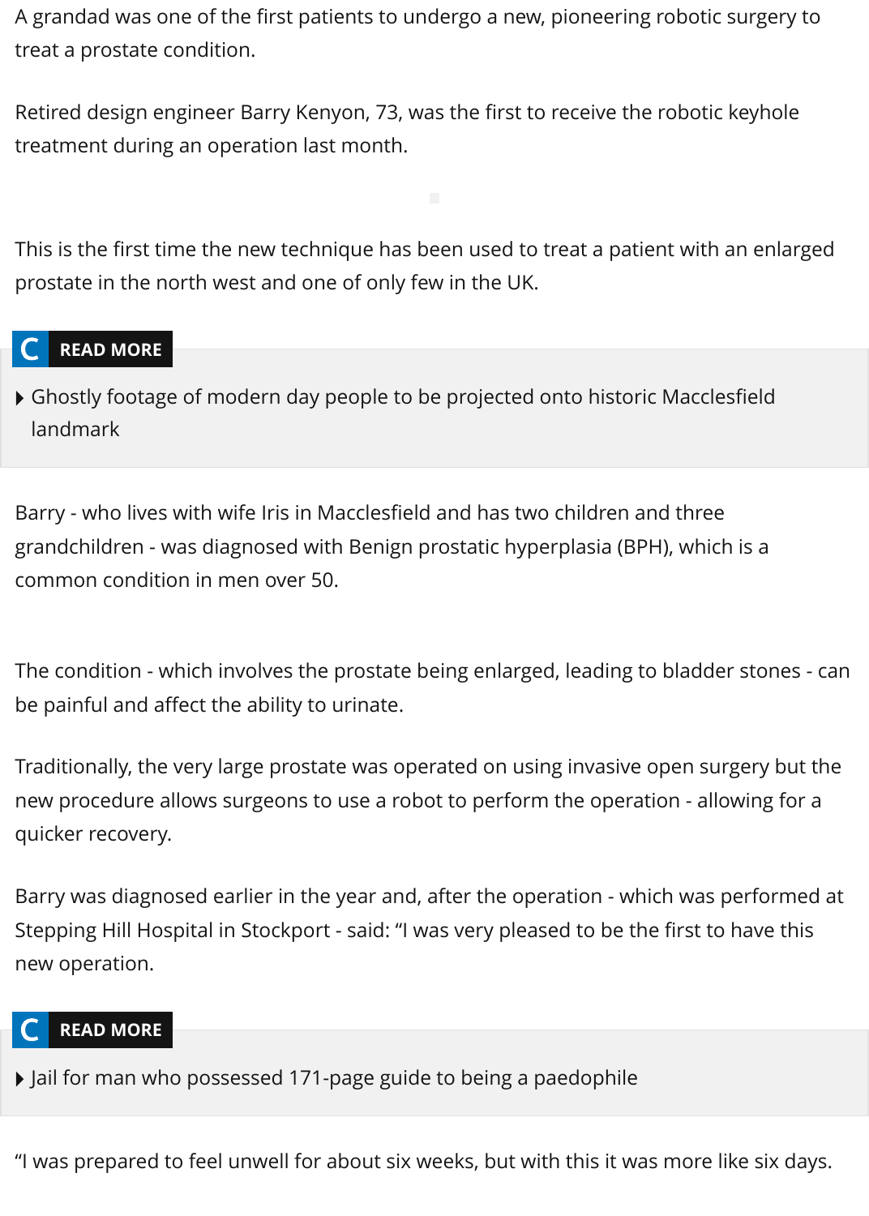A grandad was one of the first patients to undergo a new, pioneering robotic surgery to treat a prostate condition.

Retired design engineer Barry Kenyon, 73, was the first to receive the robotic keyhole treatment during an operation last month.

This is the first time the new technique has been used to treat a patient with an enlarged prostate in the north west and one of only few in the UK.

**READ MORE**

- Ghostly footage of modern day people to be projected onto historic Macclesfield landmark

Barry - who lives with wife Iris in Macclesfield and has two children and three grandchildren - was diagnosed with Benign prostatic hyperplasia (BPH), which is a common condition in men over 50.

The condition - which involves the prostate being enlarged, leading to bladder stones - can be painful and affect the ability to urinate.

Traditionally, the very large prostate was operated on using invasive open surgery but the new procedure allows surgeons to use a robot to perform the operation - allowing for a quicker recovery.

Barry was diagnosed earlier in the year and, after the operation - which was performed at Stepping Hill Hospital in Stockport - said: "I was very pleased to be the first to have this new operation.

**READ MORE**

- Jail for man who possessed 171-page guide to being a paedophile

"I was prepared to feel unwell for about six weeks, but with this it was more like six days.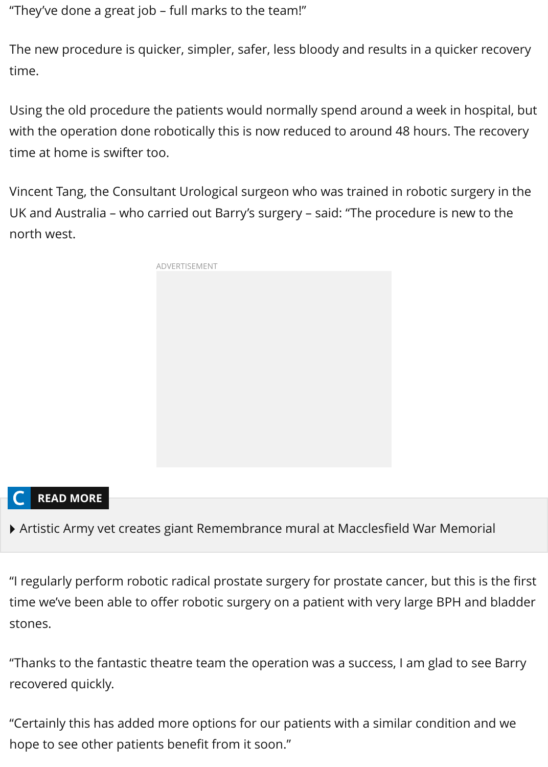"They've done a great job – full marks to the team!"

The new procedure is quicker, simpler, safer, less bloody and results in a quicker recovery time.

Using the old procedure the patients would normally spend around a week in hospital, but with the operation done robotically this is now reduced to around 48 hours. The recovery time at home is swifter too.

Vincent Tang, the Consultant Urological surgeon who was trained in robotic surgery in the UK and Australia – who carried out Barry's surgery – said: "The procedure is new to the north west.

"I regularly perform robotic radical prostate surgery for prostate cancer, but this is the first time we've been able to offer robotic surgery on a patient with very large BPH and bladder stones.

"Thanks to the fantastic theatre team the operation was a success, I am glad to see Barry recovered quickly.

"Certainly this has added more options for our patients with a similar condition and we hope to see other patients benefit from it soon."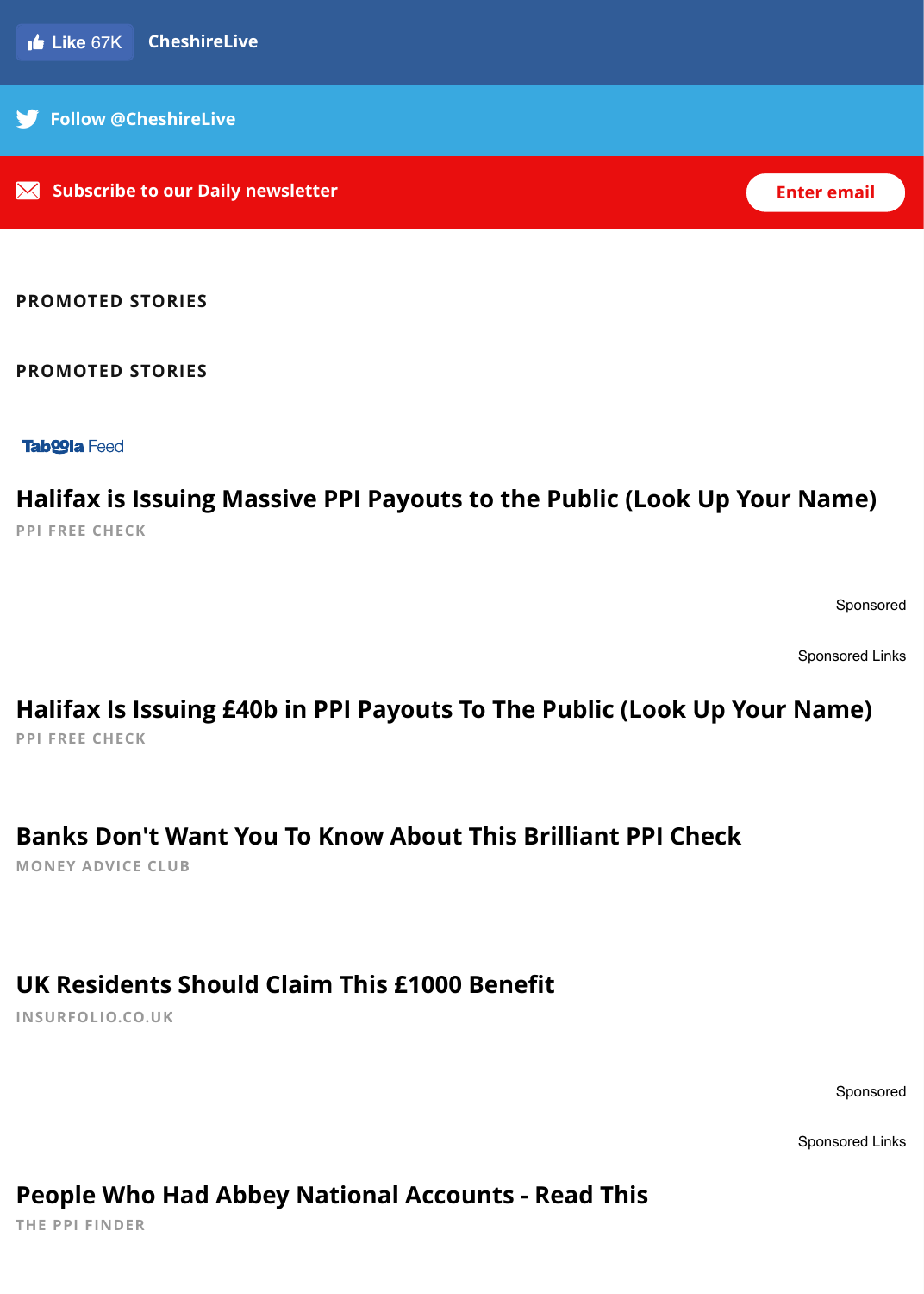Like 67K **CheshireLive**

Follow @CheshireLive

Subscribe to our Daily newsletter

Enter email

**PROMOTED STORIES**

**PROMOTED STORIES**

Taboola Feed

## Halifax is Issuing Massive PPI Payouts to the Public (Look Up Your Name)

PPI FREE CHECK

Sponsored

Sponsored Links

## Halifax Is Issuing £40b in PPI Payouts To The Public (Look Up Your Name)

PPI FREE CHECK

## Banks Don't Want You To Know About This Brilliant PPI Check

MONEY ADVICE CLUB

## UK Residents Should Claim This £1000 Benefit

INSURFOLIO.CO.UK

Sponsored

Sponsored Links

## People Who Had Abbey National Accounts - Read This

THE PPI FINDER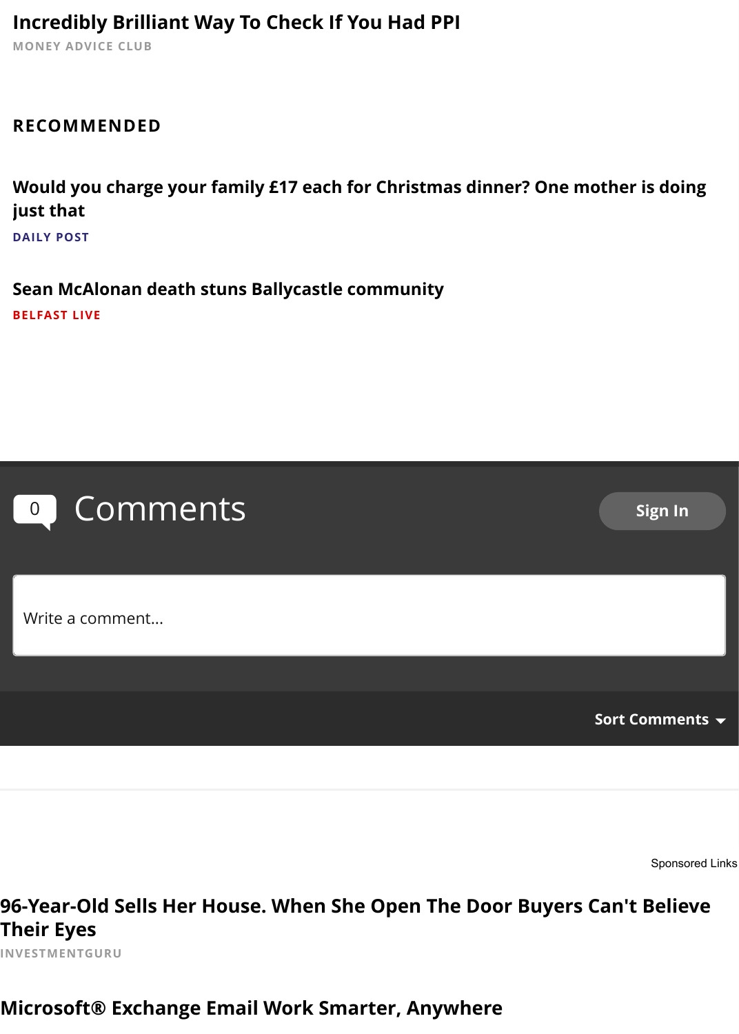**Incredibly Brilliant Way To Check If You Had PPI**
MONEY ADVICE CLUB

## RECOMMENDED

**Would you charge your family £17 each for Christmas dinner? One mother is doing just that**
DAILY POST

**Sean McAlonan death stuns Ballycastle community**
BELFAST LIVE

0 Comments

Sign In

Write a comment...

Sort Comments

Sponsored Links

**96-Year-Old Sells Her House. When She Open The Door Buyers Can't Believe Their Eyes**
INVESTMENTGURU

**Microsoft® Exchange Email Work Smarter, Anywhere**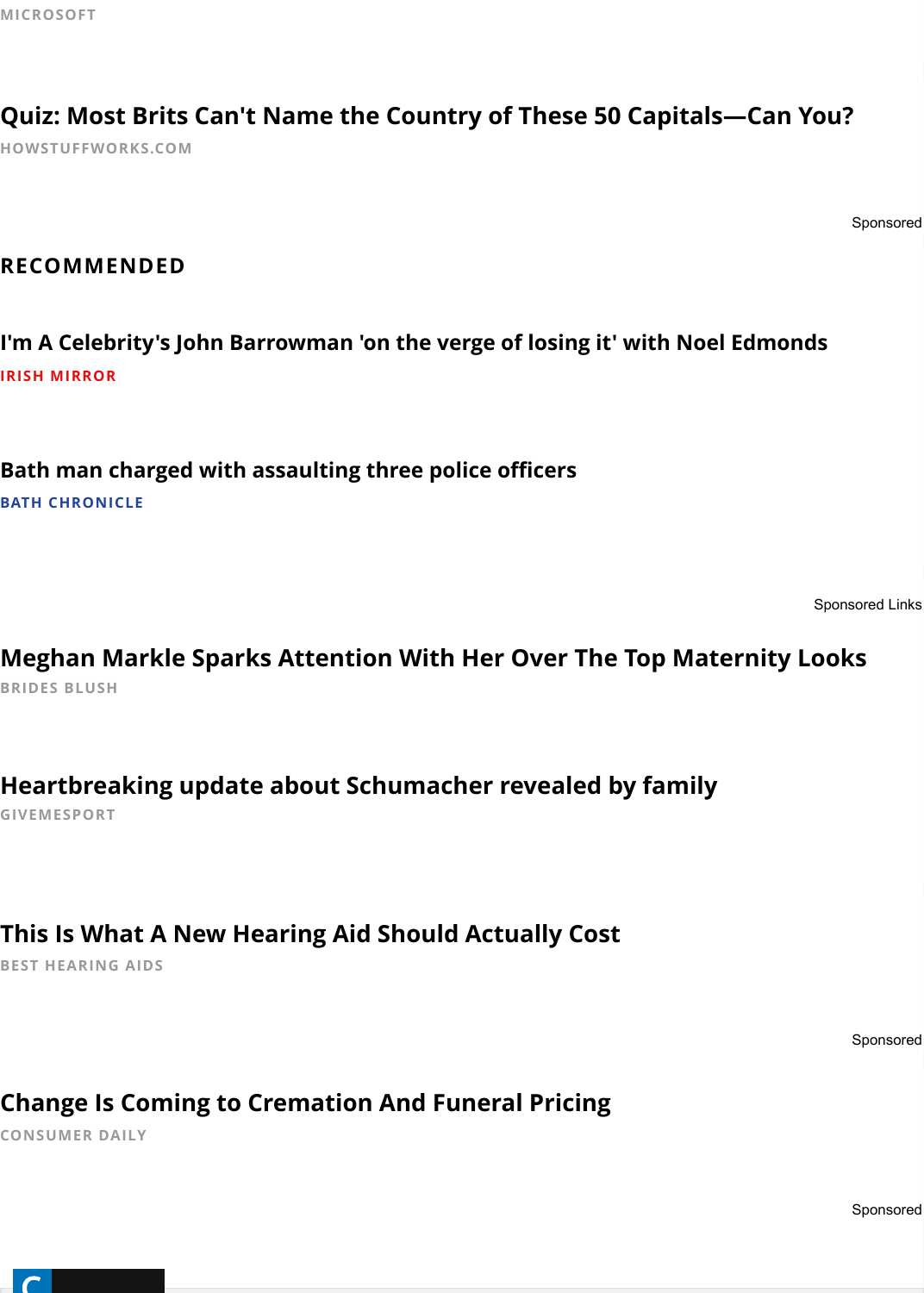MICROSOFT

### Quiz: Most Brits Can't Name the Country of These 50 Capitals—Can You?

HOWSTUFFWORKS.COM

Sponsored

## RECOMMENDED

### I'm A Celebrity's John Barrowman 'on the verge of losing it' with Noel Edmonds

IRISH MIRROR

### Bath man charged with assaulting three police officers

BATH CHRONICLE

Sponsored Links

### Meghan Markle Sparks Attention With Her Over The Top Maternity Looks

BRIDES BLUSH

### Heartbreaking update about Schumacher revealed by family

GIVEMESPORT

### This Is What A New Hearing Aid Should Actually Cost

BEST HEARING AIDS

Sponsored

### Change Is Coming to Cremation And Funeral Pricing

CONSUMER DAILY

Sponsored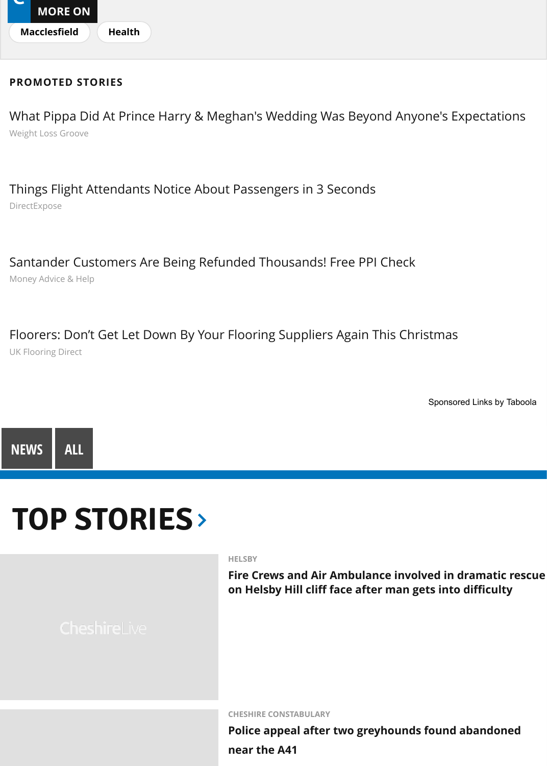MORE ON

Macclesfield

Health

**PROMOTED STORIES**

What Pippa Did At Prince Harry & Meghan's Wedding Was Beyond Anyone's Expectations
Weight Loss Groove

Things Flight Attendants Notice About Passengers in 3 Seconds
DirectExpose

Santander Customers Are Being Refunded Thousands! Free PPI Check
Money Advice & Help

Floorers: Don't Get Let Down By Your Flooring Suppliers Again This Christmas
UK Flooring Direct

Sponsored Links by Taboola

**NEWS** **ALL**

# TOP STORIES ›

HELSBY

**Fire Crews and Air Ambulance involved in dramatic rescue on Helsby Hill cliff face after man gets into difficulty**

CHESHIRE CONSTABULARY

**Police appeal after two greyhounds found abandoned near the A41**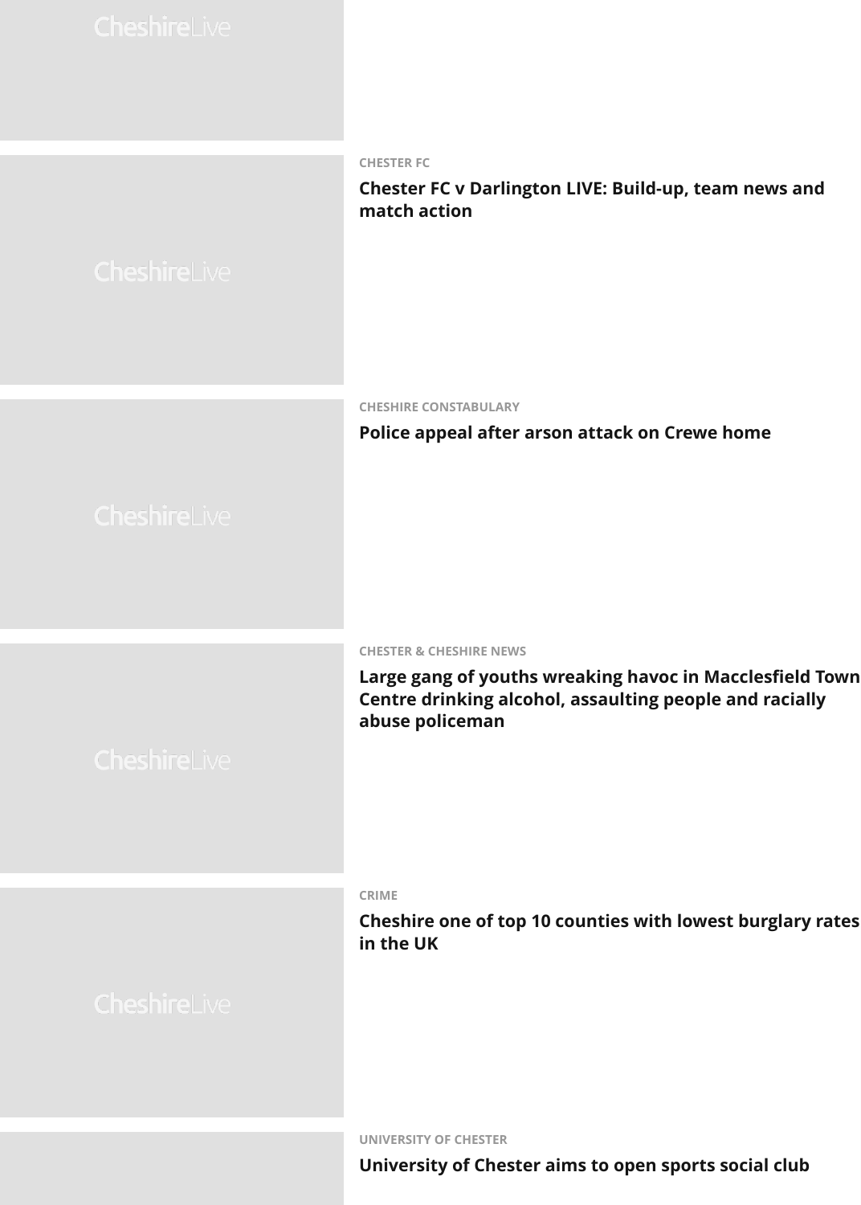CHESTER FC

**Chester FC v Darlington LIVE: Build-up, team news and match action**

CHESHIRE CONSTABULARY

**Police appeal after arson attack on Crewe home**

CHESTER & CHESHIRE NEWS

**Large gang of youths wreaking havoc in Macclesfield Town Centre drinking alcohol, assaulting people and racially abuse policeman**

CRIME

**Cheshire one of top 10 counties with lowest burglary rates in the UK**

UNIVERSITY OF CHESTER

**University of Chester aims to open sports social club**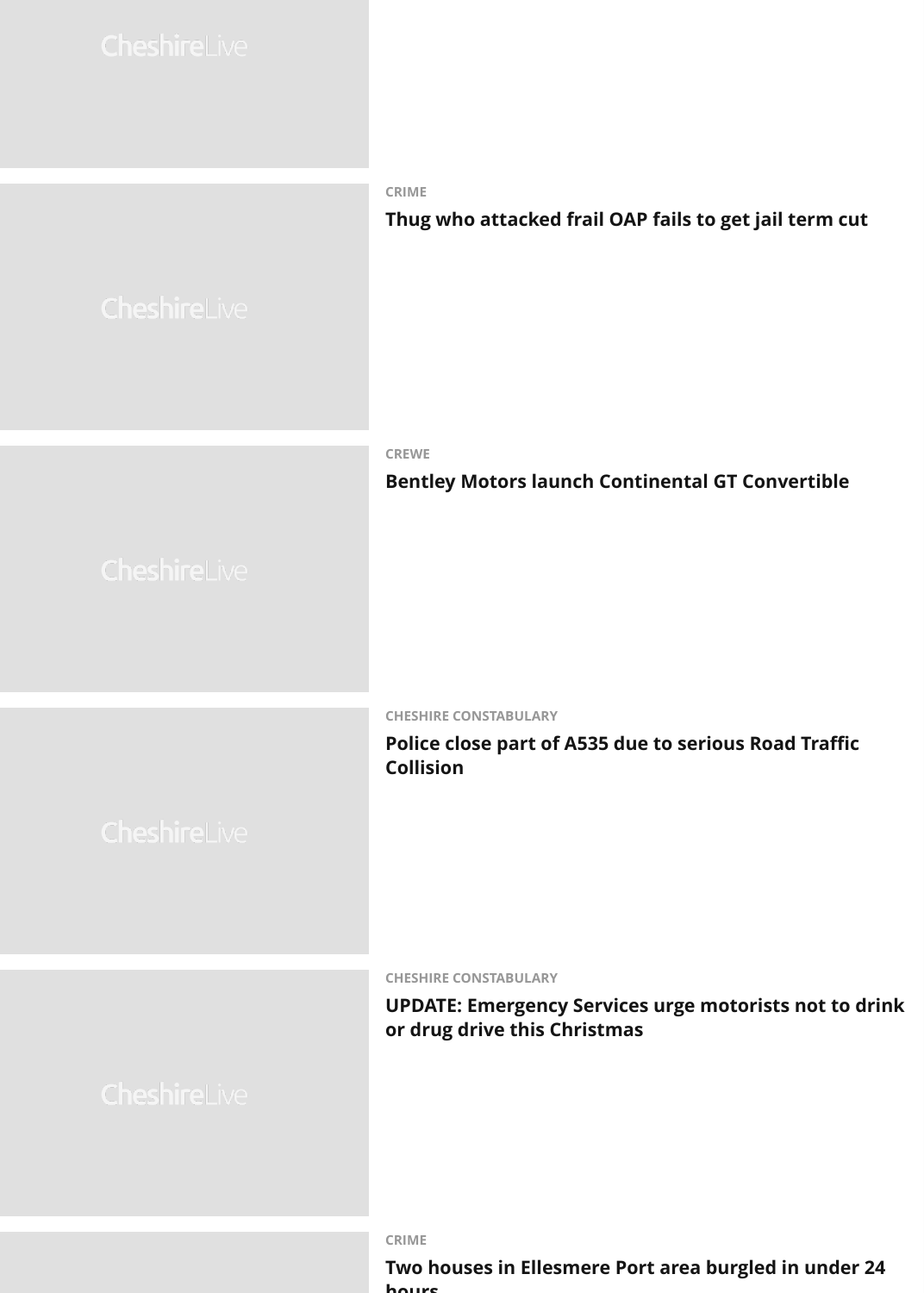CRIME

**Thug who attacked frail OAP fails to get jail term cut**

CREWE

**Bentley Motors launch Continental GT Convertible**

CHESHIRE CONSTABULARY

**Police close part of A535 due to serious Road Traffic Collision**

CHESHIRE CONSTABULARY

**UPDATE: Emergency Services urge motorists not to drink or drug drive this Christmas**

CRIME

**Two houses in Ellesmere Port area burgled in under 24 hours**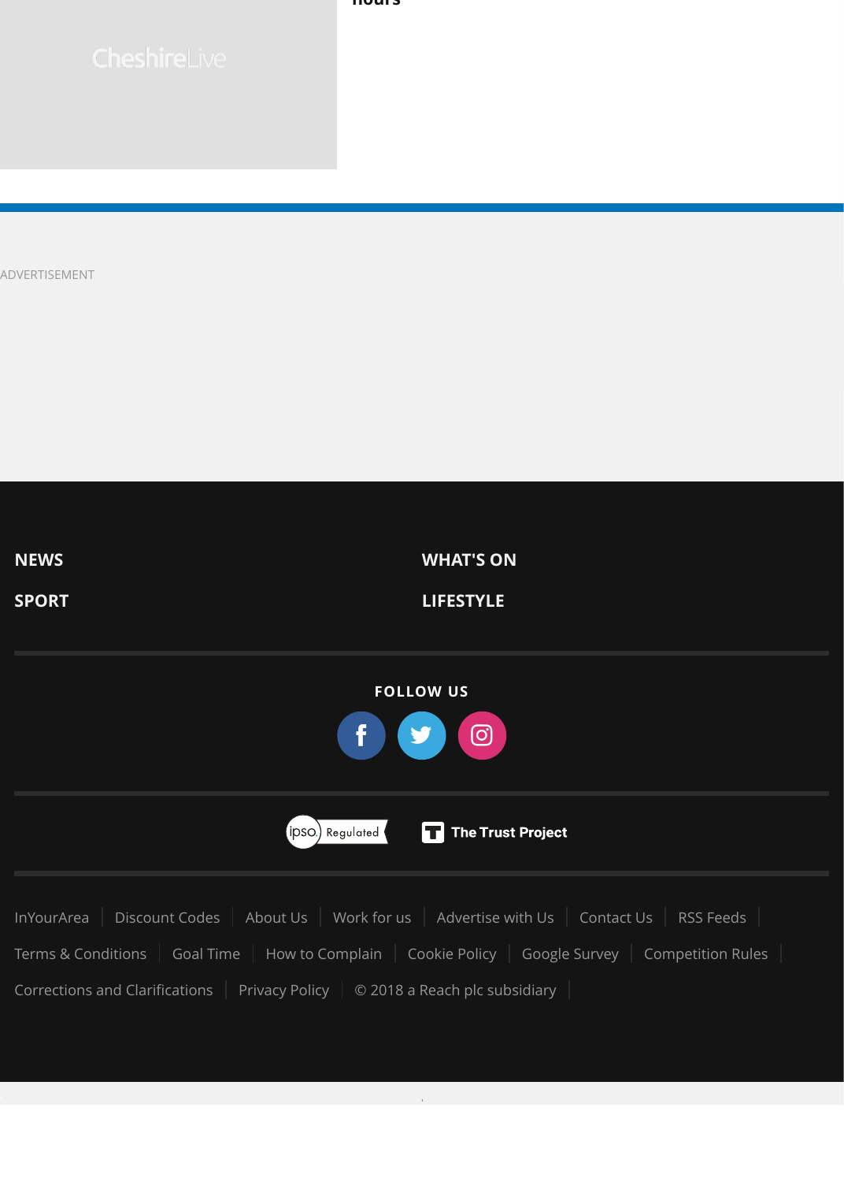hours

ADVERTISEMENT

NEWS

WHAT'S ON

SPORT

LIFESTYLE

FOLLOW US

ipso. Regulated

The Trust Project

InYourArea | Discount Codes | About Us | Work for us | Advertise with Us | Contact Us | RSS Feeds | Terms & Conditions | Goal Time | How to Complain | Cookie Policy | Google Survey | Competition Rules | Corrections and Clarifications | Privacy Policy | © 2018 a Reach plc subsidiary